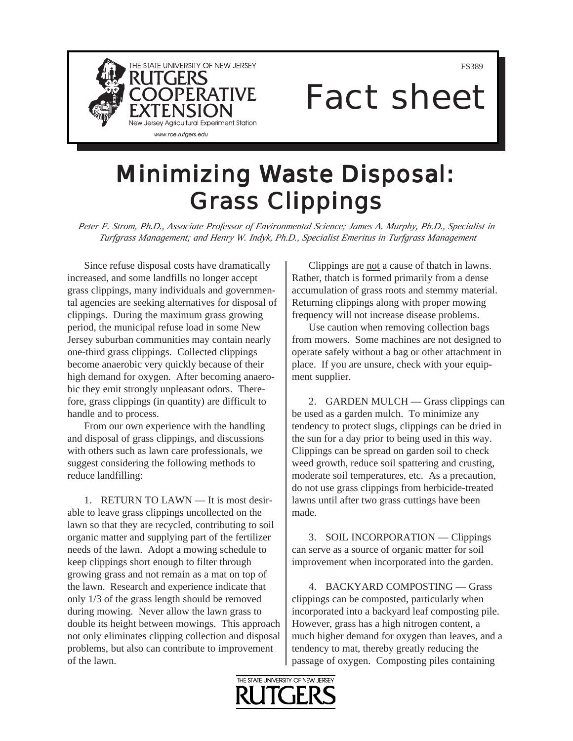THE STATE UNIVERSITY OF NEW JERSEY
RUTGERS
COOPERATIVE
EXTENSION
New Jersey Agricultural Experiment Station
www.rce.rutgers.edu

FS389

Fact sheet

# Minimizing Waste Disposal: Grass Clippings

*Peter F. Strom, Ph.D., Associate Professor of Environmental Science; James A. Murphy, Ph.D., Specialist in Turfgrass Management; and Henry W. Indyk, Ph.D., Specialist Emeritus in Turfgrass Management*

Since refuse disposal costs have dramatically increased, and some landfills no longer accept grass clippings, many individuals and governmental agencies are seeking alternatives for disposal of clippings. During the maximum grass growing period, the municipal refuse load in some New Jersey suburban communities may contain nearly one-third grass clippings. Collected clippings become anaerobic very quickly because of their high demand for oxygen. After becoming anaerobic they emit strongly unpleasant odors. Therefore, grass clippings (in quantity) are difficult to handle and to process.

From our own experience with the handling and disposal of grass clippings, and discussions with others such as lawn care professionals, we suggest considering the following methods to reduce landfilling:

1. RETURN TO LAWN — It is most desirable to leave grass clippings uncollected on the lawn so that they are recycled, contributing to soil organic matter and supplying part of the fertilizer needs of the lawn. Adopt a mowing schedule to keep clippings short enough to filter through growing grass and not remain as a mat on top of the lawn. Research and experience indicate that only 1/3 of the grass length should be removed during mowing. Never allow the lawn grass to double its height between mowings. This approach not only eliminates clipping collection and disposal problems, but also can contribute to improvement of the lawn.

Clippings are <u>not</u> a cause of thatch in lawns. Rather, thatch is formed primarily from a dense accumulation of grass roots and stemmy material. Returning clippings along with proper mowing frequency will not increase disease problems.

Use caution when removing collection bags from mowers. Some machines are not designed to operate safely without a bag or other attachment in place. If you are unsure, check with your equipment supplier.

2. GARDEN MULCH — Grass clippings can be used as a garden mulch. To minimize any tendency to protect slugs, clippings can be dried in the sun for a day prior to being used in this way. Clippings can be spread on garden soil to check weed growth, reduce soil spattering and crusting, moderate soil temperatures, etc. As a precaution, do not use grass clippings from herbicide-treated lawns until after two grass cuttings have been made.

3. SOIL INCORPORATION — Clippings can serve as a source of organic matter for soil improvement when incorporated into the garden.

4. BACKYARD COMPOSTING — Grass clippings can be composted, particularly when incorporated into a backyard leaf composting pile. However, grass has a high nitrogen content, a much higher demand for oxygen than leaves, and a tendency to mat, thereby greatly reducing the passage of oxygen. Composting piles containing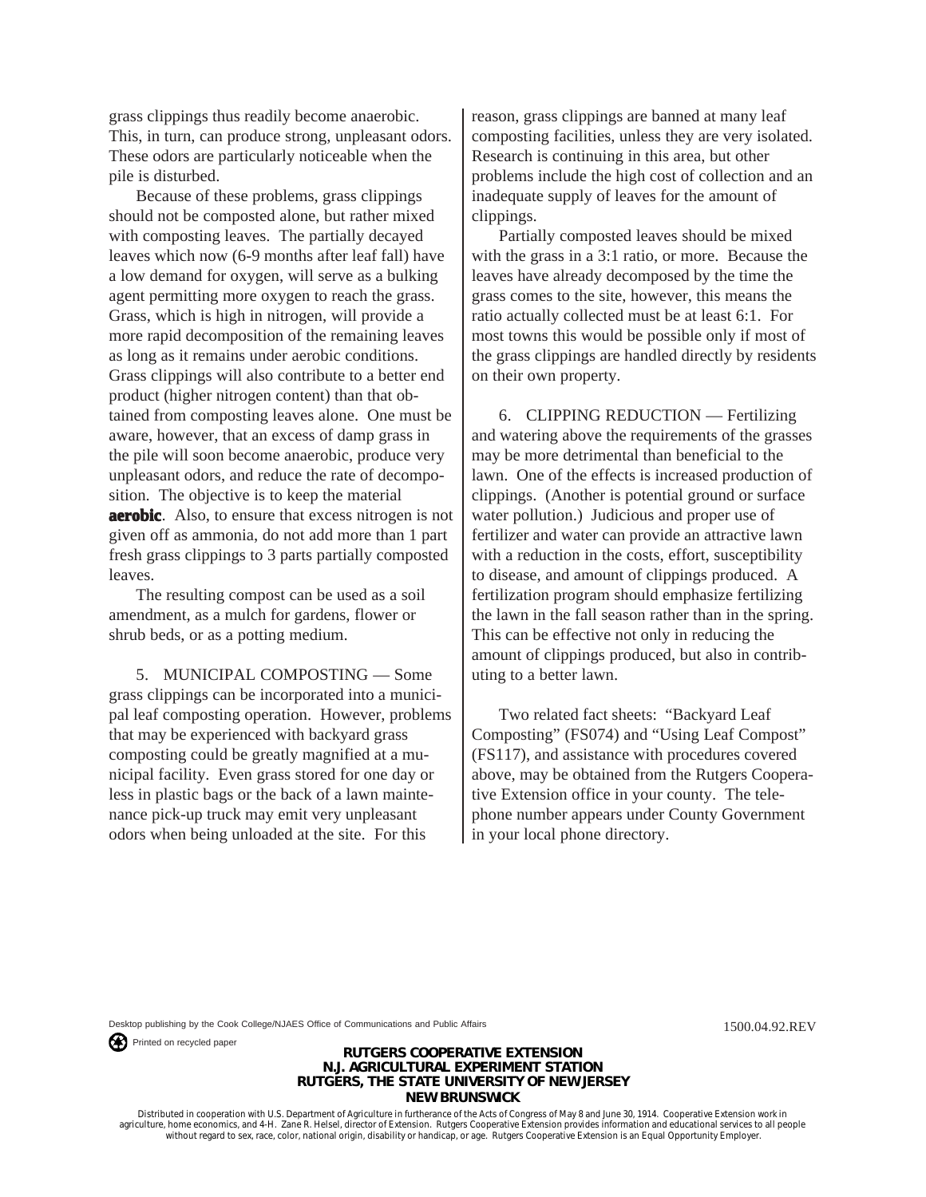grass clippings thus readily become anaerobic. This, in turn, can produce strong, unpleasant odors. These odors are particularly noticeable when the pile is disturbed.

Because of these problems, grass clippings should not be composted alone, but rather mixed with composting leaves. The partially decayed leaves which now (6-9 months after leaf fall) have a low demand for oxygen, will serve as a bulking agent permitting more oxygen to reach the grass. Grass, which is high in nitrogen, will provide a more rapid decomposition of the remaining leaves as long as it remains under aerobic conditions. Grass clippings will also contribute to a better end product (higher nitrogen content) than that obtained from composting leaves alone. One must be aware, however, that an excess of damp grass in the pile will soon become anaerobic, produce very unpleasant odors, and reduce the rate of decomposition. The objective is to keep the material **aerobic**. Also, to ensure that excess nitrogen is not given off as ammonia, do not add more than 1 part fresh grass clippings to 3 parts partially composted leaves.

The resulting compost can be used as a soil amendment, as a mulch for gardens, flower or shrub beds, or as a potting medium.

5. MUNICIPAL COMPOSTING — Some grass clippings can be incorporated into a municipal leaf composting operation. However, problems that may be experienced with backyard grass composting could be greatly magnified at a municipal facility. Even grass stored for one day or less in plastic bags or the back of a lawn maintenance pick-up truck may emit very unpleasant odors when being unloaded at the site. For this reason, grass clippings are banned at many leaf composting facilities, unless they are very isolated. Research is continuing in this area, but other problems include the high cost of collection and an inadequate supply of leaves for the amount of clippings.

Partially composted leaves should be mixed with the grass in a 3:1 ratio, or more. Because the leaves have already decomposed by the time the grass comes to the site, however, this means the ratio actually collected must be at least 6:1. For most towns this would be possible only if most of the grass clippings are handled directly by residents on their own property.

6. CLIPPING REDUCTION — Fertilizing and watering above the requirements of the grasses may be more detrimental than beneficial to the lawn. One of the effects is increased production of clippings. (Another is potential ground or surface water pollution.) Judicious and proper use of fertilizer and water can provide an attractive lawn with a reduction in the costs, effort, susceptibility to disease, and amount of clippings produced. A fertilization program should emphasize fertilizing the lawn in the fall season rather than in the spring. This can be effective not only in reducing the amount of clippings produced, but also in contributing to a better lawn.

Two related fact sheets: "Backyard Leaf Composting" (FS074) and "Using Leaf Compost" (FS117), and assistance with procedures covered above, may be obtained from the Rutgers Cooperative Extension office in your county. The telephone number appears under County Government in your local phone directory.

Desktop publishing by the Cook College/NJAES Office of Communications and Public Affairs

1500.04.92.REV

Printed on recycled paper

**RUTGERS COOPERATIVE EXTENSION**
**N.J. AGRICULTURAL EXPERIMENT STATION**
**RUTGERS, THE STATE UNIVERSITY OF NEW JERSEY**
**NEW BRUNSWICK**

Distributed in cooperation with U.S. Department of Agriculture in furtherance of the Acts of Congress of May 8 and June 30, 1914. Cooperative Extension work in agriculture, home economics, and 4-H. Zane R. Helsel, director of Extension. Rutgers Cooperative Extension provides information and educational services to all people without regard to sex, race, color, national origin, disability or handicap, or age. Rutgers Cooperative Extension is an Equal Opportunity Employer.